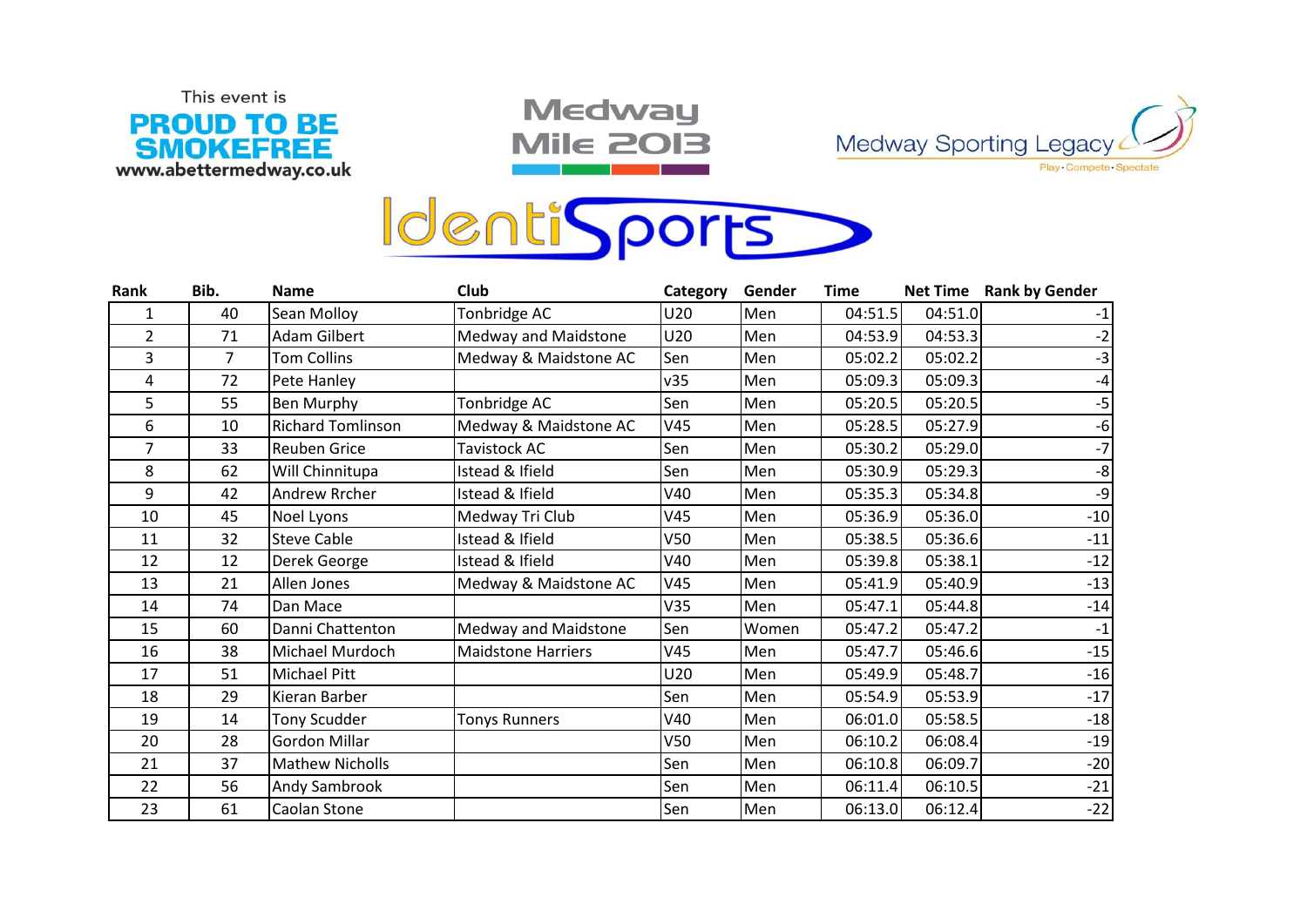This event is
**PROUD TO BE SMOKEFREE**
www.abettermedway.co.uk

# Medway Mile 2013

Medway Sporting Legacy
Play · Compete · Spectate

IdentiSports

| Rank | Bib. | Name | Club | Category | Gender | Time | Net Time | Rank by Gender |
|---|---|---|---|---|---|---|---|---|
| 1 | 40 | Sean Molloy | Tonbridge AC | U20 | Men | 04:51.5 | 04:51.0 | -1 |
| 2 | 71 | Adam Gilbert | Medway and Maidstone | U20 | Men | 04:53.9 | 04:53.3 | -2 |
| 3 | 7 | Tom Collins | Medway & Maidstone AC | Sen | Men | 05:02.2 | 05:02.2 | -3 |
| 4 | 72 | Pete Hanley | | v35 | Men | 05:09.3 | 05:09.3 | -4 |
| 5 | 55 | Ben Murphy | Tonbridge AC | Sen | Men | 05:20.5 | 05:20.5 | -5 |
| 6 | 10 | Richard Tomlinson | Medway & Maidstone AC | V45 | Men | 05:28.5 | 05:27.9 | -6 |
| 7 | 33 | Reuben Grice | Tavistock AC | Sen | Men | 05:30.2 | 05:29.0 | -7 |
| 8 | 62 | Will Chinnitupa | Istead & Ifield | Sen | Men | 05:30.9 | 05:29.3 | -8 |
| 9 | 42 | Andrew Rrcher | Istead & Ifield | V40 | Men | 05:35.3 | 05:34.8 | -9 |
| 10 | 45 | Noel Lyons | Medway Tri Club | V45 | Men | 05:36.9 | 05:36.0 | -10 |
| 11 | 32 | Steve Cable | Istead & Ifield | V50 | Men | 05:38.5 | 05:36.6 | -11 |
| 12 | 12 | Derek George | Istead & Ifield | V40 | Men | 05:39.8 | 05:38.1 | -12 |
| 13 | 21 | Allen Jones | Medway & Maidstone AC | V45 | Men | 05:41.9 | 05:40.9 | -13 |
| 14 | 74 | Dan Mace | | V35 | Men | 05:47.1 | 05:44.8 | -14 |
| 15 | 60 | Danni Chattenton | Medway and Maidstone | Sen | Women | 05:47.2 | 05:47.2 | -1 |
| 16 | 38 | Michael Murdoch | Maidstone Harriers | V45 | Men | 05:47.7 | 05:46.6 | -15 |
| 17 | 51 | Michael Pitt | | U20 | Men | 05:49.9 | 05:48.7 | -16 |
| 18 | 29 | Kieran Barber | | Sen | Men | 05:54.9 | 05:53.9 | -17 |
| 19 | 14 | Tony Scudder | Tonys Runners | V40 | Men | 06:01.0 | 05:58.5 | -18 |
| 20 | 28 | Gordon Millar | | V50 | Men | 06:10.2 | 06:08.4 | -19 |
| 21 | 37 | Mathew Nicholls | | Sen | Men | 06:10.8 | 06:09.7 | -20 |
| 22 | 56 | Andy Sambrook | | Sen | Men | 06:11.4 | 06:10.5 | -21 |
| 23 | 61 | Caolan Stone | | Sen | Men | 06:13.0 | 06:12.4 | -22 |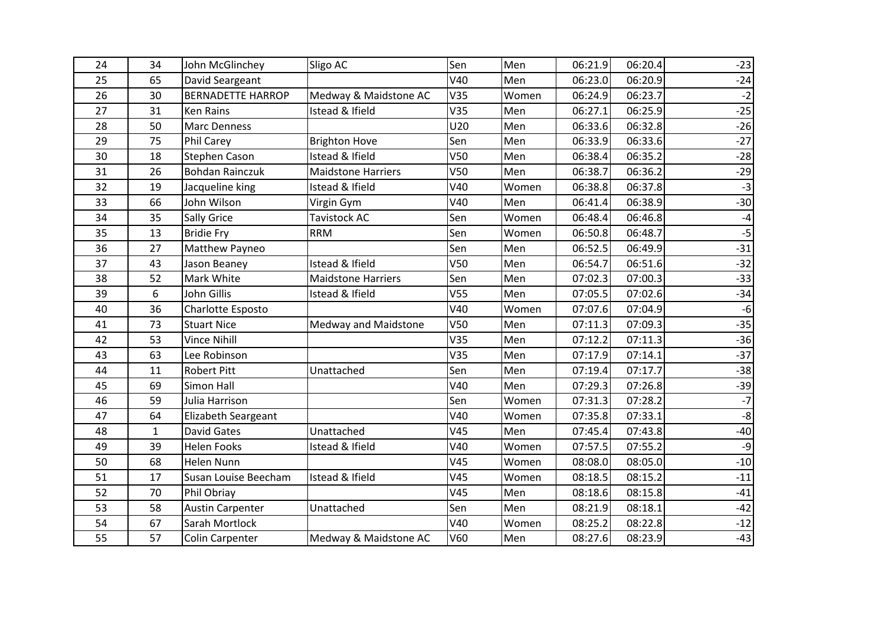| | | | | | | | | |
|---|---|---|---|---|---|---|---|---|
| 24 | 34 | John McGlinchey | Sligo AC | Sen | Men | 06:21.9 | 06:20.4 | -23 |
| 25 | 65 | David Seargeant | | V40 | Men | 06:23.0 | 06:20.9 | -24 |
| 26 | 30 | BERNADETTE HARROP | Medway & Maidstone AC | V35 | Women | 06:24.9 | 06:23.7 | -2 |
| 27 | 31 | Ken Rains | Istead & Ifield | V35 | Men | 06:27.1 | 06:25.9 | -25 |
| 28 | 50 | Marc Denness | | U20 | Men | 06:33.6 | 06:32.8 | -26 |
| 29 | 75 | Phil Carey | Brighton Hove | Sen | Men | 06:33.9 | 06:33.6 | -27 |
| 30 | 18 | Stephen Cason | Istead & Ifield | V50 | Men | 06:38.4 | 06:35.2 | -28 |
| 31 | 26 | Bohdan Rainczuk | Maidstone Harriers | V50 | Men | 06:38.7 | 06:36.2 | -29 |
| 32 | 19 | Jacqueline king | Istead & Ifield | V40 | Women | 06:38.8 | 06:37.8 | -3 |
| 33 | 66 | John Wilson | Virgin Gym | V40 | Men | 06:41.4 | 06:38.9 | -30 |
| 34 | 35 | Sally Grice | Tavistock AC | Sen | Women | 06:48.4 | 06:46.8 | -4 |
| 35 | 13 | Bridie Fry | RRM | Sen | Women | 06:50.8 | 06:48.7 | -5 |
| 36 | 27 | Matthew Payneo | | Sen | Men | 06:52.5 | 06:49.9 | -31 |
| 37 | 43 | Jason Beaney | Istead & Ifield | V50 | Men | 06:54.7 | 06:51.6 | -32 |
| 38 | 52 | Mark White | Maidstone Harriers | Sen | Men | 07:02.3 | 07:00.3 | -33 |
| 39 | 6 | John Gillis | Istead & Ifield | V55 | Men | 07:05.5 | 07:02.6 | -34 |
| 40 | 36 | Charlotte Esposto | | V40 | Women | 07:07.6 | 07:04.9 | -6 |
| 41 | 73 | Stuart Nice | Medway and Maidstone | V50 | Men | 07:11.3 | 07:09.3 | -35 |
| 42 | 53 | Vince Nihill | | V35 | Men | 07:12.2 | 07:11.3 | -36 |
| 43 | 63 | Lee Robinson | | V35 | Men | 07:17.9 | 07:14.1 | -37 |
| 44 | 11 | Robert Pitt | Unattached | Sen | Men | 07:19.4 | 07:17.7 | -38 |
| 45 | 69 | Simon Hall | | V40 | Men | 07:29.3 | 07:26.8 | -39 |
| 46 | 59 | Julia Harrison | | Sen | Women | 07:31.3 | 07:28.2 | -7 |
| 47 | 64 | Elizabeth Seargeant | | V40 | Women | 07:35.8 | 07:33.1 | -8 |
| 48 | 1 | David Gates | Unattached | V45 | Men | 07:45.4 | 07:43.8 | -40 |
| 49 | 39 | Helen Fooks | Istead & Ifield | V40 | Women | 07:57.5 | 07:55.2 | -9 |
| 50 | 68 | Helen Nunn | | V45 | Women | 08:08.0 | 08:05.0 | -10 |
| 51 | 17 | Susan Louise Beecham | Istead & Ifield | V45 | Women | 08:18.5 | 08:15.2 | -11 |
| 52 | 70 | Phil Obriay | | V45 | Men | 08:18.6 | 08:15.8 | -41 |
| 53 | 58 | Austin Carpenter | Unattached | Sen | Men | 08:21.9 | 08:18.1 | -42 |
| 54 | 67 | Sarah Mortlock | | V40 | Women | 08:25.2 | 08:22.8 | -12 |
| 55 | 57 | Colin Carpenter | Medway & Maidstone AC | V60 | Men | 08:27.6 | 08:23.9 | -43 |